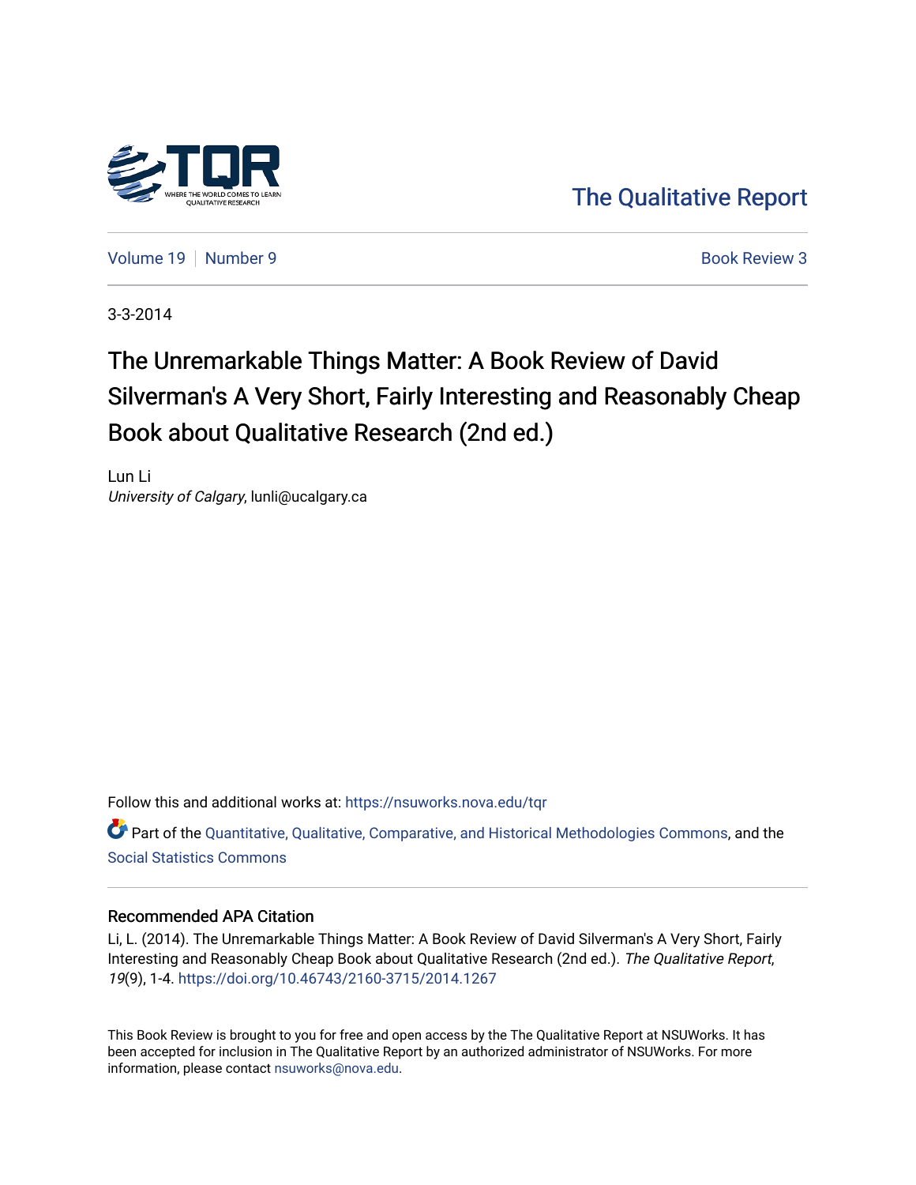The Qualitative Report

Volume 19 | Number 9 — Book Review 3

3-3-2014

# The Unremarkable Things Matter: A Book Review of David Silverman's A Very Short, Fairly Interesting and Reasonably Cheap Book about Qualitative Research (2nd ed.)

Lun Li
*University of Calgary*, lunli@ucalgary.ca

Follow this and additional works at: https://nsuworks.nova.edu/tqr

Part of the Quantitative, Qualitative, Comparative, and Historical Methodologies Commons, and the Social Statistics Commons

## Recommended APA Citation

Li, L. (2014). The Unremarkable Things Matter: A Book Review of David Silverman's A Very Short, Fairly Interesting and Reasonably Cheap Book about Qualitative Research (2nd ed.). *The Qualitative Report*, *19*(9), 1-4. https://doi.org/10.46743/2160-3715/2014.1267

This Book Review is brought to you for free and open access by the The Qualitative Report at NSUWorks. It has been accepted for inclusion in The Qualitative Report by an authorized administrator of NSUWorks. For more information, please contact nsuworks@nova.edu.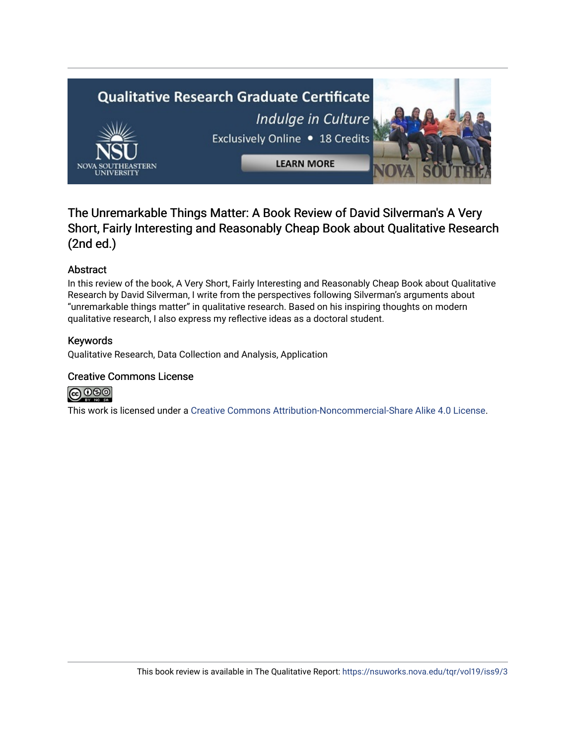The Unremarkable Things Matter: A Book Review of David Silverman's A Very Short, Fairly Interesting and Reasonably Cheap Book about Qualitative Research (2nd ed.)

## Abstract

In this review of the book, A Very Short, Fairly Interesting and Reasonably Cheap Book about Qualitative Research by David Silverman, I write from the perspectives following Silverman's arguments about "unremarkable things matter" in qualitative research. Based on his inspiring thoughts on modern qualitative research, I also express my reflective ideas as a doctoral student.

## Keywords

Qualitative Research, Data Collection and Analysis, Application

## Creative Commons License

This work is licensed under a Creative Commons Attribution-Noncommercial-Share Alike 4.0 License.

This book review is available in The Qualitative Report: https://nsuworks.nova.edu/tqr/vol19/iss9/3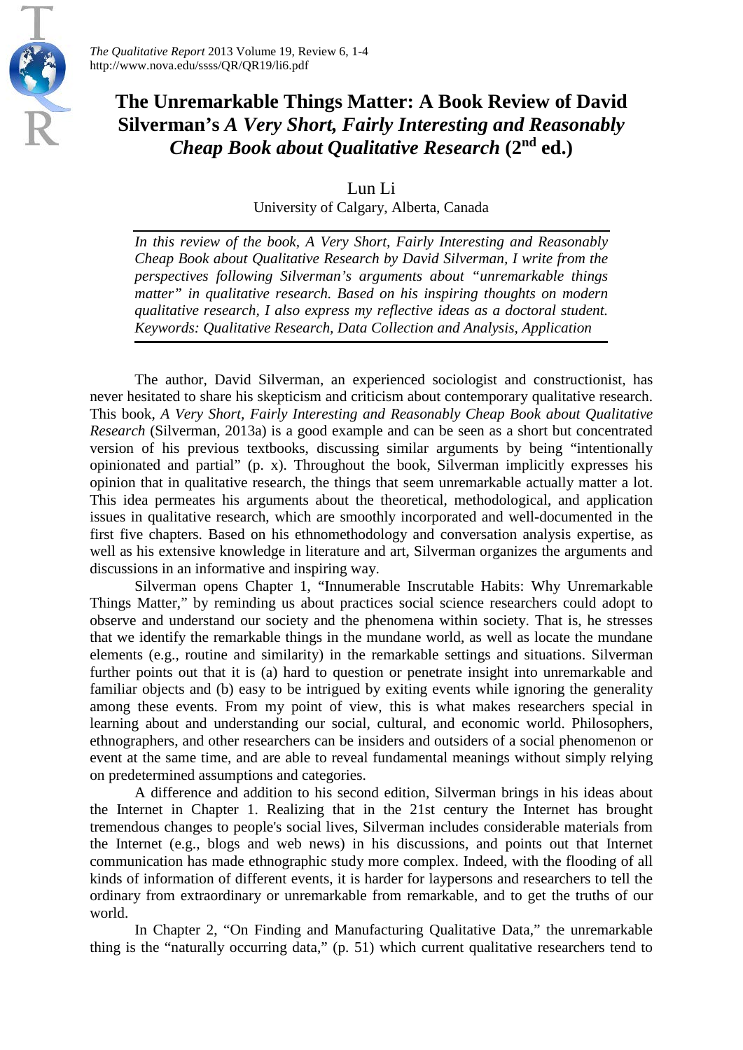# The Unremarkable Things Matter: A Book Review of David Silverman's *A Very Short, Fairly Interesting and Reasonably Cheap Book about Qualitative Research* (2nd ed.)

Lun Li

University of Calgary, Alberta, Canada

*In this review of the book, A Very Short, Fairly Interesting and Reasonably Cheap Book about Qualitative Research by David Silverman, I write from the perspectives following Silverman's arguments about "unremarkable things matter" in qualitative research. Based on his inspiring thoughts on modern qualitative research, I also express my reflective ideas as a doctoral student. Keywords: Qualitative Research, Data Collection and Analysis, Application*

The author, David Silverman, an experienced sociologist and constructionist, has never hesitated to share his skepticism and criticism about contemporary qualitative research. This book, *A Very Short, Fairly Interesting and Reasonably Cheap Book about Qualitative Research* (Silverman, 2013a) is a good example and can be seen as a short but concentrated version of his previous textbooks, discussing similar arguments by being "intentionally opinionated and partial" (p. x). Throughout the book, Silverman implicitly expresses his opinion that in qualitative research, the things that seem unremarkable actually matter a lot. This idea permeates his arguments about the theoretical, methodological, and application issues in qualitative research, which are smoothly incorporated and well-documented in the first five chapters. Based on his ethnomethodology and conversation analysis expertise, as well as his extensive knowledge in literature and art, Silverman organizes the arguments and discussions in an informative and inspiring way.

Silverman opens Chapter 1, "Innumerable Inscrutable Habits: Why Unremarkable Things Matter," by reminding us about practices social science researchers could adopt to observe and understand our society and the phenomena within society. That is, he stresses that we identify the remarkable things in the mundane world, as well as locate the mundane elements (e.g., routine and similarity) in the remarkable settings and situations. Silverman further points out that it is (a) hard to question or penetrate insight into unremarkable and familiar objects and (b) easy to be intrigued by exiting events while ignoring the generality among these events. From my point of view, this is what makes researchers special in learning about and understanding our social, cultural, and economic world. Philosophers, ethnographers, and other researchers can be insiders and outsiders of a social phenomenon or event at the same time, and are able to reveal fundamental meanings without simply relying on predetermined assumptions and categories.

A difference and addition to his second edition, Silverman brings in his ideas about the Internet in Chapter 1. Realizing that in the 21st century the Internet has brought tremendous changes to people's social lives, Silverman includes considerable materials from the Internet (e.g., blogs and web news) in his discussions, and points out that Internet communication has made ethnographic study more complex. Indeed, with the flooding of all kinds of information of different events, it is harder for laypersons and researchers to tell the ordinary from extraordinary or unremarkable from remarkable, and to get the truths of our world.

In Chapter 2, "On Finding and Manufacturing Qualitative Data," the unremarkable thing is the "naturally occurring data," (p. 51) which current qualitative researchers tend to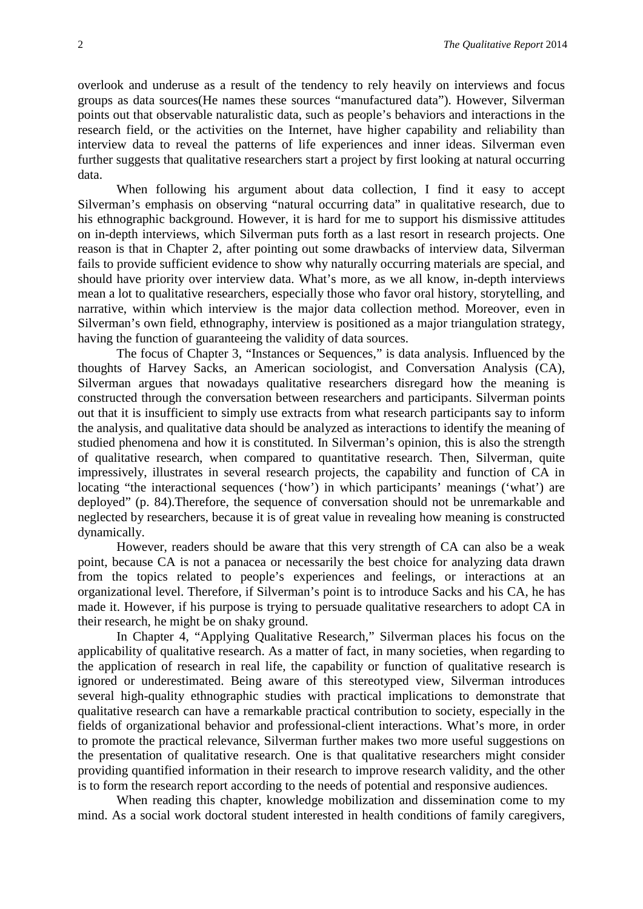overlook and underuse as a result of the tendency to rely heavily on interviews and focus groups as data sources(He names these sources "manufactured data"). However, Silverman points out that observable naturalistic data, such as people's behaviors and interactions in the research field, or the activities on the Internet, have higher capability and reliability than interview data to reveal the patterns of life experiences and inner ideas. Silverman even further suggests that qualitative researchers start a project by first looking at natural occurring data.

When following his argument about data collection, I find it easy to accept Silverman's emphasis on observing "natural occurring data" in qualitative research, due to his ethnographic background. However, it is hard for me to support his dismissive attitudes on in-depth interviews, which Silverman puts forth as a last resort in research projects. One reason is that in Chapter 2, after pointing out some drawbacks of interview data, Silverman fails to provide sufficient evidence to show why naturally occurring materials are special, and should have priority over interview data. What's more, as we all know, in-depth interviews mean a lot to qualitative researchers, especially those who favor oral history, storytelling, and narrative, within which interview is the major data collection method. Moreover, even in Silverman's own field, ethnography, interview is positioned as a major triangulation strategy, having the function of guaranteeing the validity of data sources.

The focus of Chapter 3, "Instances or Sequences," is data analysis. Influenced by the thoughts of Harvey Sacks, an American sociologist, and Conversation Analysis (CA), Silverman argues that nowadays qualitative researchers disregard how the meaning is constructed through the conversation between researchers and participants. Silverman points out that it is insufficient to simply use extracts from what research participants say to inform the analysis, and qualitative data should be analyzed as interactions to identify the meaning of studied phenomena and how it is constituted. In Silverman's opinion, this is also the strength of qualitative research, when compared to quantitative research. Then, Silverman, quite impressively, illustrates in several research projects, the capability and function of CA in locating "the interactional sequences ('how') in which participants' meanings ('what') are deployed" (p. 84).Therefore, the sequence of conversation should not be unremarkable and neglected by researchers, because it is of great value in revealing how meaning is constructed dynamically.

However, readers should be aware that this very strength of CA can also be a weak point, because CA is not a panacea or necessarily the best choice for analyzing data drawn from the topics related to people's experiences and feelings, or interactions at an organizational level. Therefore, if Silverman's point is to introduce Sacks and his CA, he has made it. However, if his purpose is trying to persuade qualitative researchers to adopt CA in their research, he might be on shaky ground.

In Chapter 4, "Applying Qualitative Research," Silverman places his focus on the applicability of qualitative research. As a matter of fact, in many societies, when regarding to the application of research in real life, the capability or function of qualitative research is ignored or underestimated. Being aware of this stereotyped view, Silverman introduces several high-quality ethnographic studies with practical implications to demonstrate that qualitative research can have a remarkable practical contribution to society, especially in the fields of organizational behavior and professional-client interactions. What's more, in order to promote the practical relevance, Silverman further makes two more useful suggestions on the presentation of qualitative research. One is that qualitative researchers might consider providing quantified information in their research to improve research validity, and the other is to form the research report according to the needs of potential and responsive audiences.

When reading this chapter, knowledge mobilization and dissemination come to my mind. As a social work doctoral student interested in health conditions of family caregivers,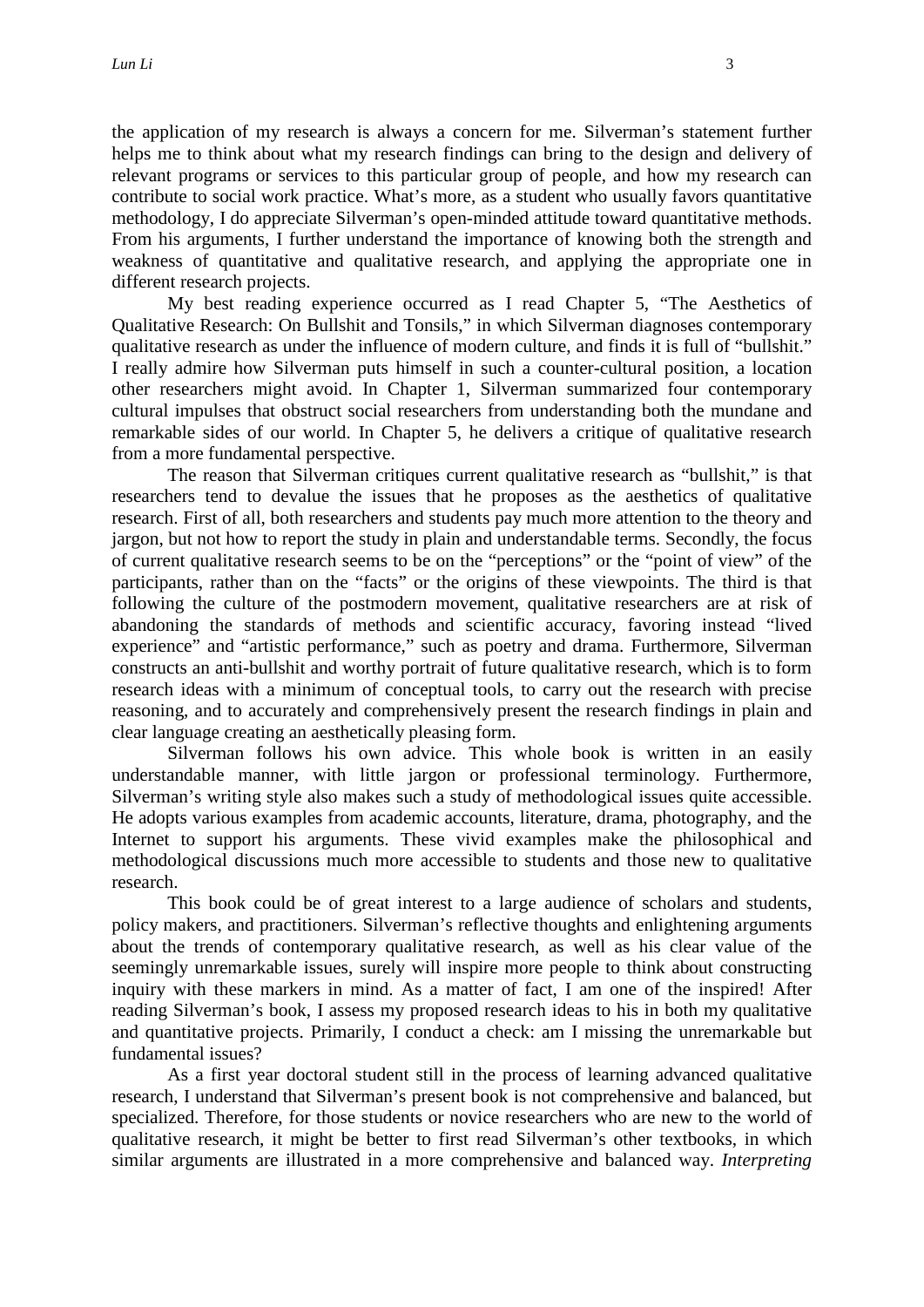the application of my research is always a concern for me. Silverman's statement further helps me to think about what my research findings can bring to the design and delivery of relevant programs or services to this particular group of people, and how my research can contribute to social work practice. What's more, as a student who usually favors quantitative methodology, I do appreciate Silverman's open-minded attitude toward quantitative methods. From his arguments, I further understand the importance of knowing both the strength and weakness of quantitative and qualitative research, and applying the appropriate one in different research projects.

My best reading experience occurred as I read Chapter 5, "The Aesthetics of Qualitative Research: On Bullshit and Tonsils," in which Silverman diagnoses contemporary qualitative research as under the influence of modern culture, and finds it is full of "bullshit." I really admire how Silverman puts himself in such a counter-cultural position, a location other researchers might avoid. In Chapter 1, Silverman summarized four contemporary cultural impulses that obstruct social researchers from understanding both the mundane and remarkable sides of our world. In Chapter 5, he delivers a critique of qualitative research from a more fundamental perspective.

The reason that Silverman critiques current qualitative research as "bullshit," is that researchers tend to devalue the issues that he proposes as the aesthetics of qualitative research. First of all, both researchers and students pay much more attention to the theory and jargon, but not how to report the study in plain and understandable terms. Secondly, the focus of current qualitative research seems to be on the "perceptions" or the "point of view" of the participants, rather than on the "facts" or the origins of these viewpoints. The third is that following the culture of the postmodern movement, qualitative researchers are at risk of abandoning the standards of methods and scientific accuracy, favoring instead "lived experience" and "artistic performance," such as poetry and drama. Furthermore, Silverman constructs an anti-bullshit and worthy portrait of future qualitative research, which is to form research ideas with a minimum of conceptual tools, to carry out the research with precise reasoning, and to accurately and comprehensively present the research findings in plain and clear language creating an aesthetically pleasing form.

Silverman follows his own advice. This whole book is written in an easily understandable manner, with little jargon or professional terminology. Furthermore, Silverman's writing style also makes such a study of methodological issues quite accessible. He adopts various examples from academic accounts, literature, drama, photography, and the Internet to support his arguments. These vivid examples make the philosophical and methodological discussions much more accessible to students and those new to qualitative research.

This book could be of great interest to a large audience of scholars and students, policy makers, and practitioners. Silverman's reflective thoughts and enlightening arguments about the trends of contemporary qualitative research, as well as his clear value of the seemingly unremarkable issues, surely will inspire more people to think about constructing inquiry with these markers in mind. As a matter of fact, I am one of the inspired! After reading Silverman's book, I assess my proposed research ideas to his in both my qualitative and quantitative projects. Primarily, I conduct a check: am I missing the unremarkable but fundamental issues?

As a first year doctoral student still in the process of learning advanced qualitative research, I understand that Silverman's present book is not comprehensive and balanced, but specialized. Therefore, for those students or novice researchers who are new to the world of qualitative research, it might be better to first read Silverman's other textbooks, in which similar arguments are illustrated in a more comprehensive and balanced way. *Interpreting*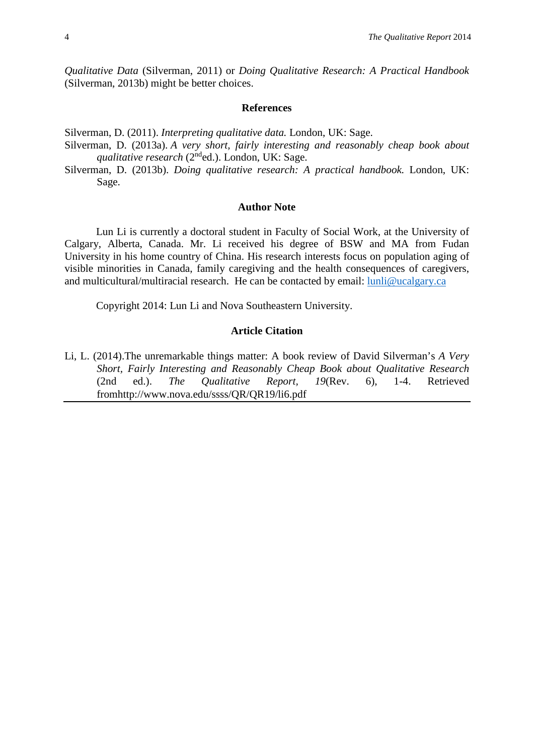*Qualitative Data* (Silverman, 2011) or *Doing Qualitative Research: A Practical Handbook* (Silverman, 2013b) might be better choices.

## References

Silverman, D. (2011). *Interpreting qualitative data.* London, UK: Sage.

Silverman, D. (2013a). *A very short, fairly interesting and reasonably cheap book about qualitative research* (2$^{nd}$ed.). London, UK: Sage.

Silverman, D. (2013b). *Doing qualitative research: A practical handbook.* London, UK: Sage.

## Author Note

Lun Li is currently a doctoral student in Faculty of Social Work, at the University of Calgary, Alberta, Canada. Mr. Li received his degree of BSW and MA from Fudan University in his home country of China. His research interests focus on population aging of visible minorities in Canada, family caregiving and the health consequences of caregivers, and multicultural/multiracial research. He can be contacted by email: lunli@ucalgary.ca

Copyright 2014: Lun Li and Nova Southeastern University.

## Article Citation

Li, L. (2014).The unremarkable things matter: A book review of David Silverman's *A Very Short, Fairly Interesting and Reasonably Cheap Book about Qualitative Research* (2nd ed.). *The Qualitative Report, 19*(Rev. 6), 1-4. Retrieved fromhttp://www.nova.edu/ssss/QR/QR19/li6.pdf